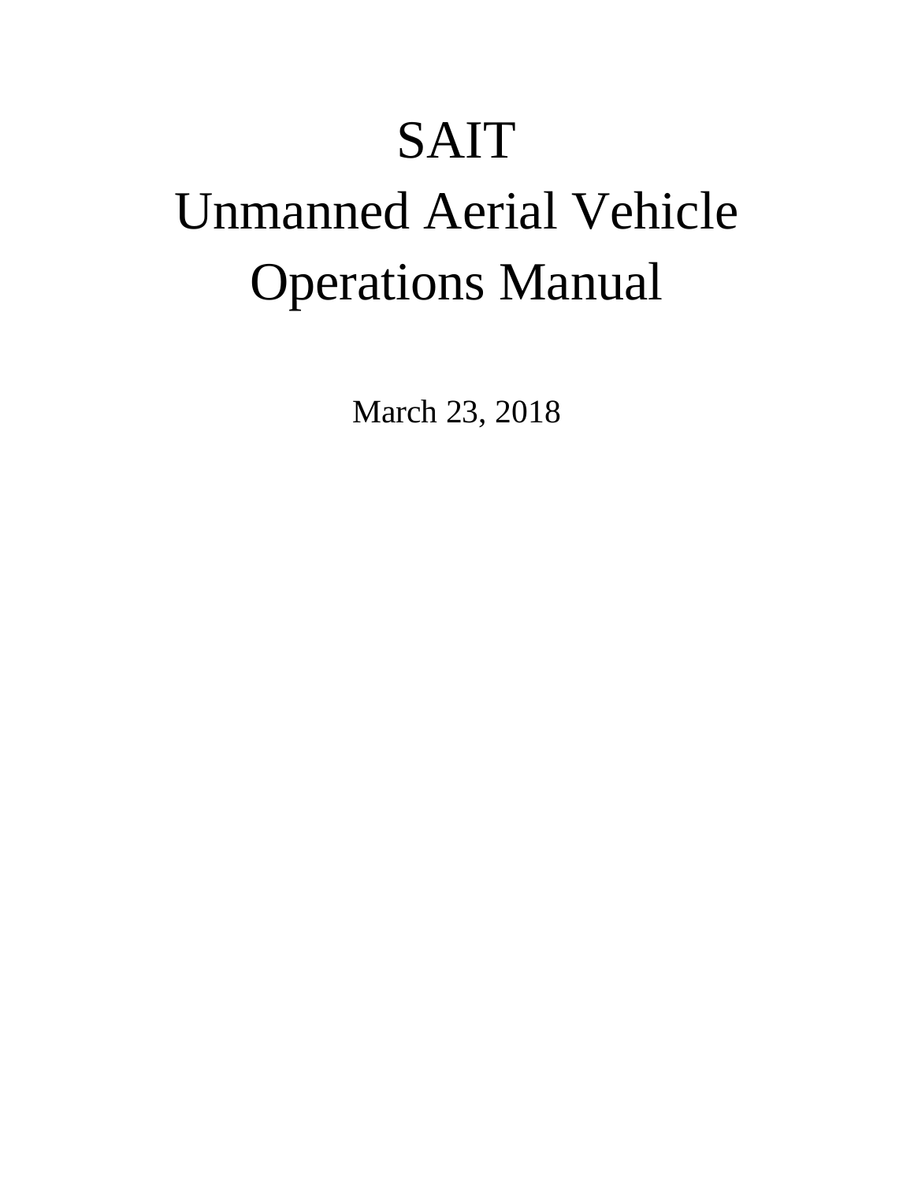# SAIT
# Unmanned Aerial Vehicle
# Operations Manual

March 23, 2018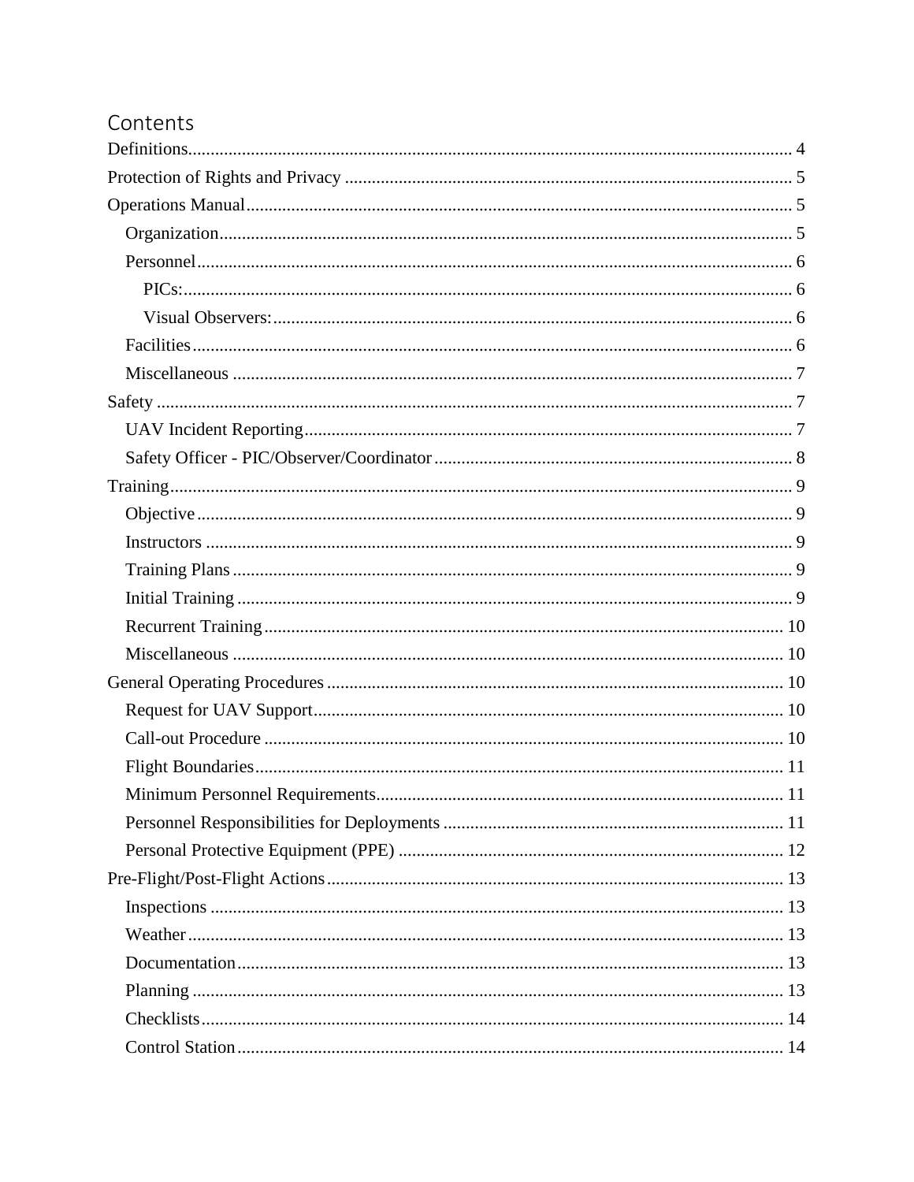# Contents

- Definitions 4
- Protection of Rights and Privacy 5
- Operations Manual 5
  - Organization 5
  - Personnel 6
    - PICs: 6
    - Visual Observers: 6
  - Facilities 6
  - Miscellaneous 7
- Safety 7
  - UAV Incident Reporting 7
  - Safety Officer - PIC/Observer/Coordinator 8
- Training 9
  - Objective 9
  - Instructors 9
  - Training Plans 9
  - Initial Training 9
  - Recurrent Training 10
  - Miscellaneous 10
- General Operating Procedures 10
  - Request for UAV Support 10
  - Call-out Procedure 10
  - Flight Boundaries 11
  - Minimum Personnel Requirements 11
  - Personnel Responsibilities for Deployments 11
  - Personal Protective Equipment (PPE) 12
- Pre-Flight/Post-Flight Actions 13
  - Inspections 13
  - Weather 13
  - Documentation 13
  - Planning 13
  - Checklists 14
  - Control Station 14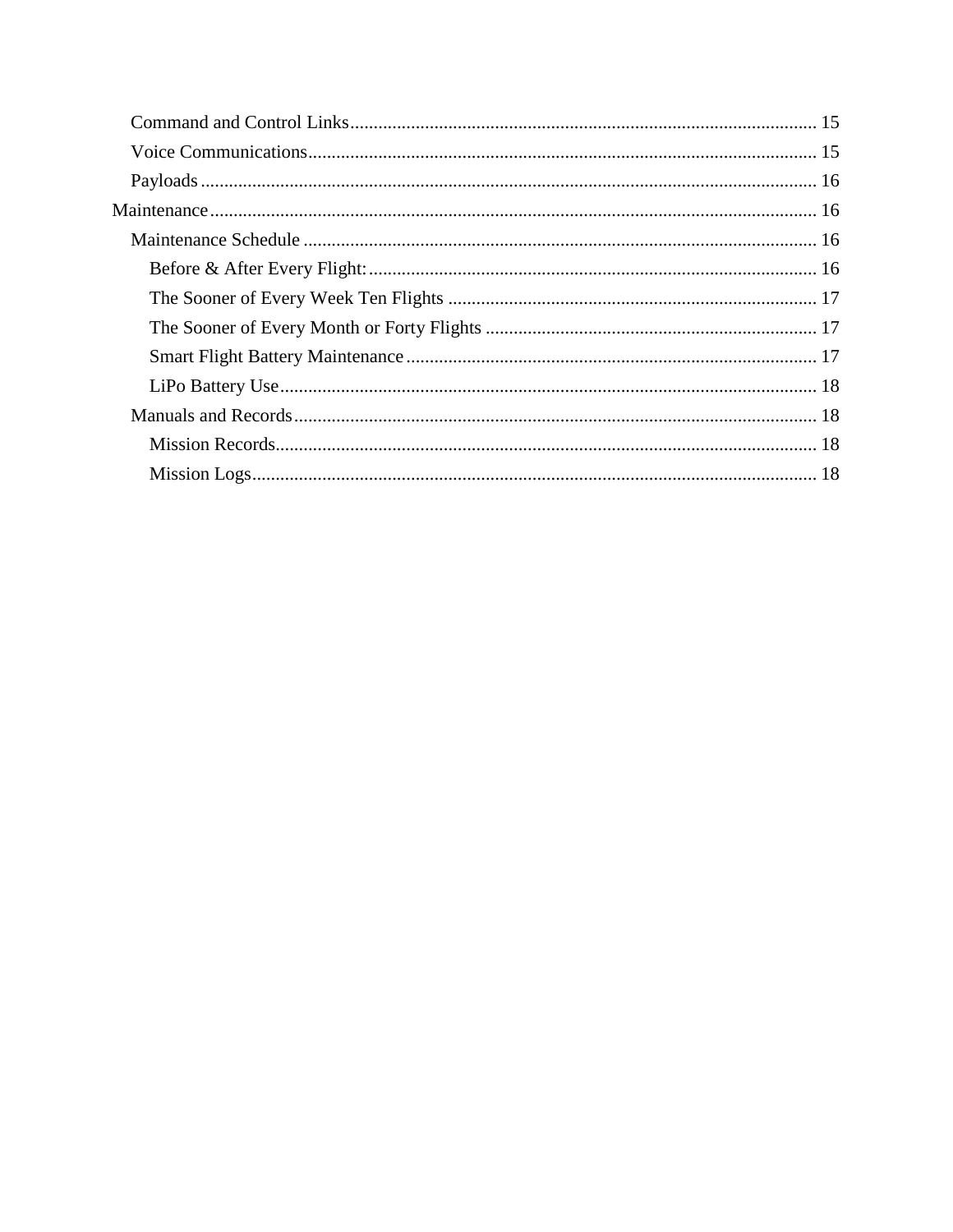- Command and Control Links ........ 15
- Voice Communications ........ 15
- Payloads ........ 16

Maintenance ........ 16

- Maintenance Schedule ........ 16
  - Before & After Every Flight: ........ 16
  - The Sooner of Every Week Ten Flights ........ 17
  - The Sooner of Every Month or Forty Flights ........ 17
  - Smart Flight Battery Maintenance ........ 17
  - LiPo Battery Use ........ 18
- Manuals and Records ........ 18
  - Mission Records ........ 18
  - Mission Logs ........ 18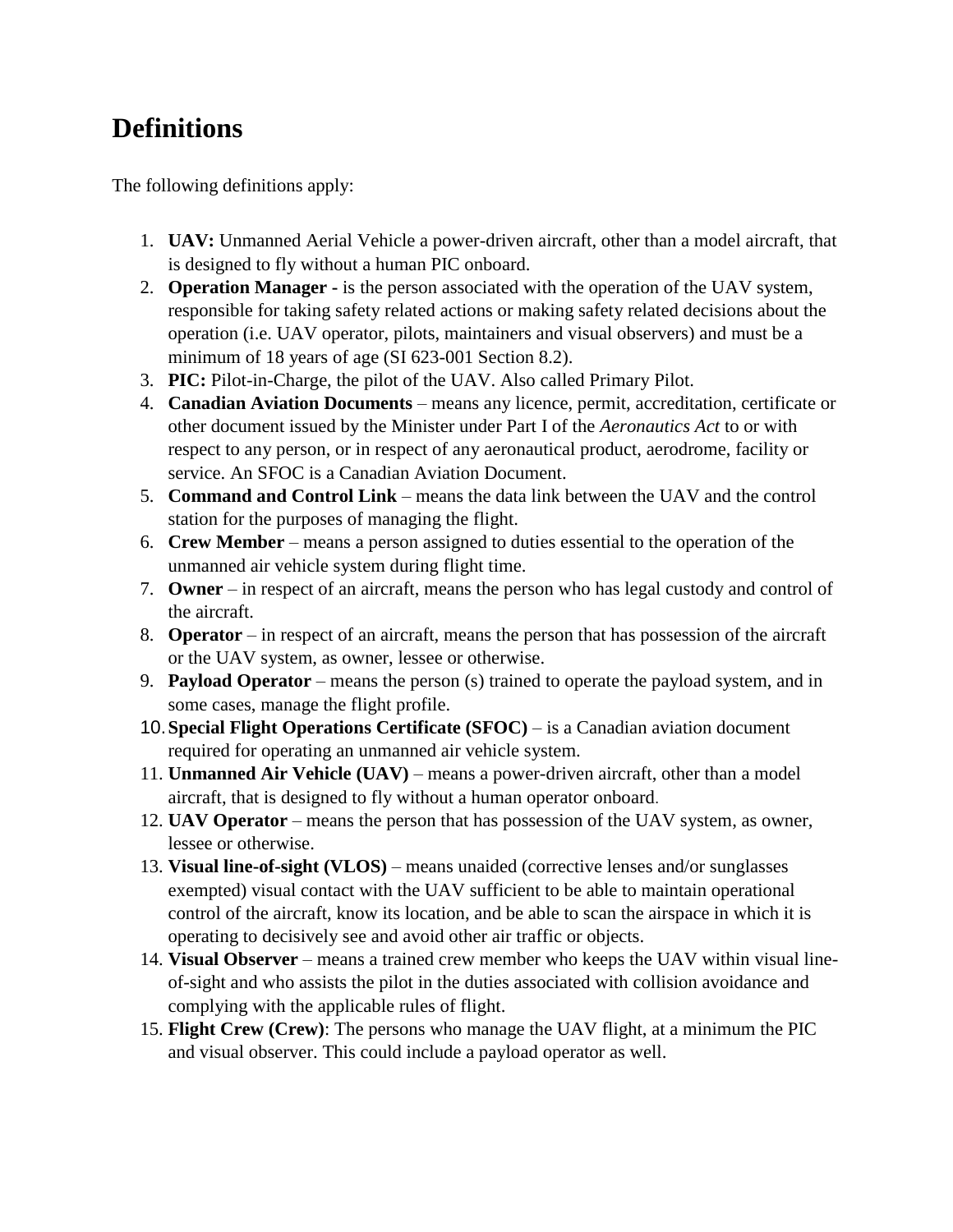# Definitions

The following definitions apply:

1. **UAV:** Unmanned Aerial Vehicle a power-driven aircraft, other than a model aircraft, that is designed to fly without a human PIC onboard.
2. **Operation Manager -** is the person associated with the operation of the UAV system, responsible for taking safety related actions or making safety related decisions about the operation (i.e. UAV operator, pilots, maintainers and visual observers) and must be a minimum of 18 years of age (SI 623-001 Section 8.2).
3. **PIC:** Pilot-in-Charge, the pilot of the UAV. Also called Primary Pilot.
4. **Canadian Aviation Documents** – means any licence, permit, accreditation, certificate or other document issued by the Minister under Part I of the *Aeronautics Act* to or with respect to any person, or in respect of any aeronautical product, aerodrome, facility or service. An SFOC is a Canadian Aviation Document.
5. **Command and Control Link** – means the data link between the UAV and the control station for the purposes of managing the flight.
6. **Crew Member** – means a person assigned to duties essential to the operation of the unmanned air vehicle system during flight time.
7. **Owner** – in respect of an aircraft, means the person who has legal custody and control of the aircraft.
8. **Operator** – in respect of an aircraft, means the person that has possession of the aircraft or the UAV system, as owner, lessee or otherwise.
9. **Payload Operator** – means the person (s) trained to operate the payload system, and in some cases, manage the flight profile.
10. **Special Flight Operations Certificate (SFOC)** – is a Canadian aviation document required for operating an unmanned air vehicle system.
11. **Unmanned Air Vehicle (UAV)** – means a power-driven aircraft, other than a model aircraft, that is designed to fly without a human operator onboard.
12. **UAV Operator** – means the person that has possession of the UAV system, as owner, lessee or otherwise.
13. **Visual line-of-sight (VLOS)** – means unaided (corrective lenses and/or sunglasses exempted) visual contact with the UAV sufficient to be able to maintain operational control of the aircraft, know its location, and be able to scan the airspace in which it is operating to decisively see and avoid other air traffic or objects.
14. **Visual Observer** – means a trained crew member who keeps the UAV within visual line-of-sight and who assists the pilot in the duties associated with collision avoidance and complying with the applicable rules of flight.
15. **Flight Crew (Crew)**: The persons who manage the UAV flight, at a minimum the PIC and visual observer. This could include a payload operator as well.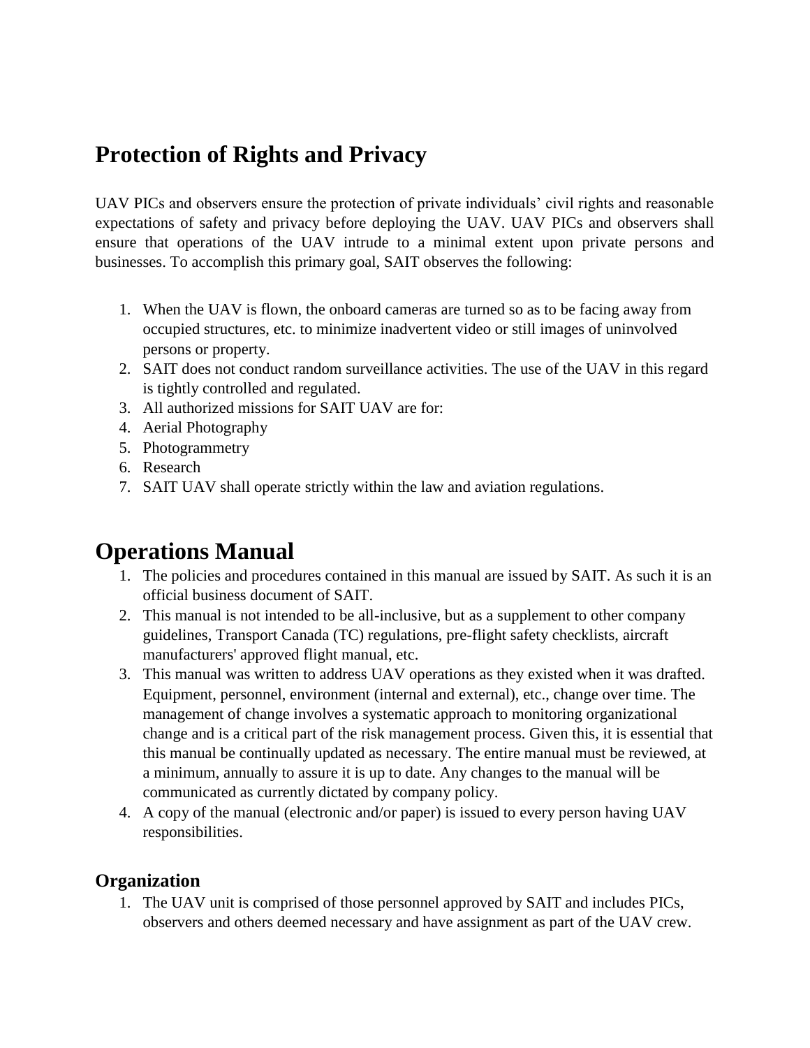## Protection of Rights and Privacy

UAV PICs and observers ensure the protection of private individuals' civil rights and reasonable expectations of safety and privacy before deploying the UAV. UAV PICs and observers shall ensure that operations of the UAV intrude to a minimal extent upon private persons and businesses. To accomplish this primary goal, SAIT observes the following:

1. When the UAV is flown, the onboard cameras are turned so as to be facing away from occupied structures, etc. to minimize inadvertent video or still images of uninvolved persons or property.
2. SAIT does not conduct random surveillance activities. The use of the UAV in this regard is tightly controlled and regulated.
3. All authorized missions for SAIT UAV are for:
4. Aerial Photography
5. Photogrammetry
6. Research
7. SAIT UAV shall operate strictly within the law and aviation regulations.

# Operations Manual

1. The policies and procedures contained in this manual are issued by SAIT. As such it is an official business document of SAIT.
2. This manual is not intended to be all-inclusive, but as a supplement to other company guidelines, Transport Canada (TC) regulations, pre-flight safety checklists, aircraft manufacturers' approved flight manual, etc.
3. This manual was written to address UAV operations as they existed when it was drafted. Equipment, personnel, environment (internal and external), etc., change over time. The management of change involves a systematic approach to monitoring organizational change and is a critical part of the risk management process. Given this, it is essential that this manual be continually updated as necessary. The entire manual must be reviewed, at a minimum, annually to assure it is up to date. Any changes to the manual will be communicated as currently dictated by company policy.
4. A copy of the manual (electronic and/or paper) is issued to every person having UAV responsibilities.

### Organization

1. The UAV unit is comprised of those personnel approved by SAIT and includes PICs, observers and others deemed necessary and have assignment as part of the UAV crew.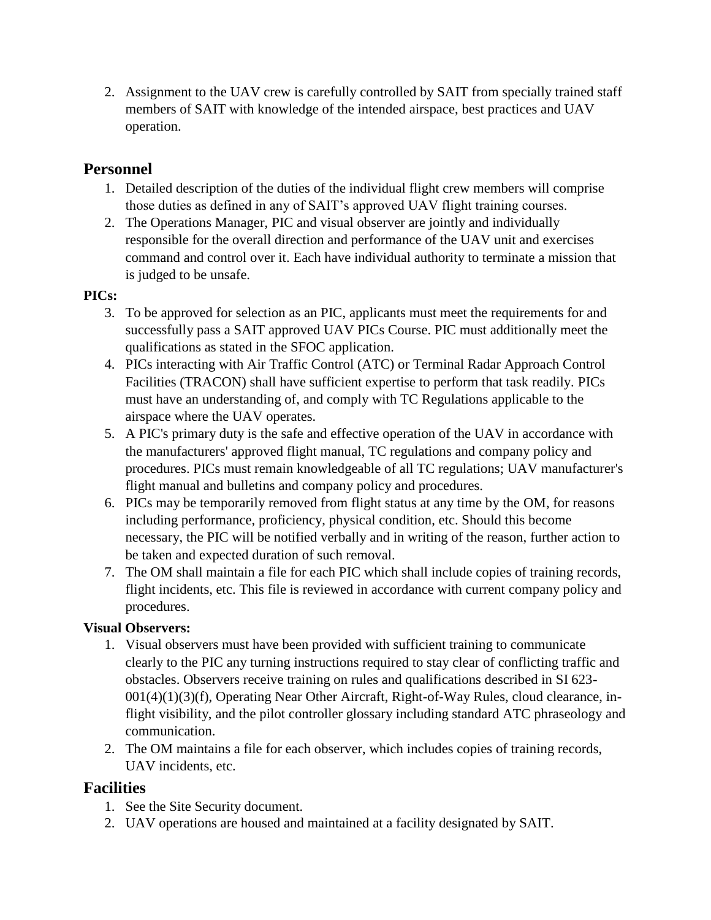2. Assignment to the UAV crew is carefully controlled by SAIT from specially trained staff members of SAIT with knowledge of the intended airspace, best practices and UAV operation.

## Personnel

1. Detailed description of the duties of the individual flight crew members will comprise those duties as defined in any of SAIT's approved UAV flight training courses.
2. The Operations Manager, PIC and visual observer are jointly and individually responsible for the overall direction and performance of the UAV unit and exercises command and control over it. Each have individual authority to terminate a mission that is judged to be unsafe.

**PICs:**

3. To be approved for selection as an PIC, applicants must meet the requirements for and successfully pass a SAIT approved UAV PICs Course. PIC must additionally meet the qualifications as stated in the SFOC application.
4. PICs interacting with Air Traffic Control (ATC) or Terminal Radar Approach Control Facilities (TRACON) shall have sufficient expertise to perform that task readily. PICs must have an understanding of, and comply with TC Regulations applicable to the airspace where the UAV operates.
5. A PIC's primary duty is the safe and effective operation of the UAV in accordance with the manufacturers' approved flight manual, TC regulations and company policy and procedures. PICs must remain knowledgeable of all TC regulations; UAV manufacturer's flight manual and bulletins and company policy and procedures.
6. PICs may be temporarily removed from flight status at any time by the OM, for reasons including performance, proficiency, physical condition, etc. Should this become necessary, the PIC will be notified verbally and in writing of the reason, further action to be taken and expected duration of such removal.
7. The OM shall maintain a file for each PIC which shall include copies of training records, flight incidents, etc. This file is reviewed in accordance with current company policy and procedures.

**Visual Observers:**

1. Visual observers must have been provided with sufficient training to communicate clearly to the PIC any turning instructions required to stay clear of conflicting traffic and obstacles. Observers receive training on rules and qualifications described in SI 623-001(4)(1)(3)(f), Operating Near Other Aircraft, Right-of-Way Rules, cloud clearance, in-flight visibility, and the pilot controller glossary including standard ATC phraseology and communication.
2. The OM maintains a file for each observer, which includes copies of training records, UAV incidents, etc.

## Facilities

1. See the Site Security document.
2. UAV operations are housed and maintained at a facility designated by SAIT.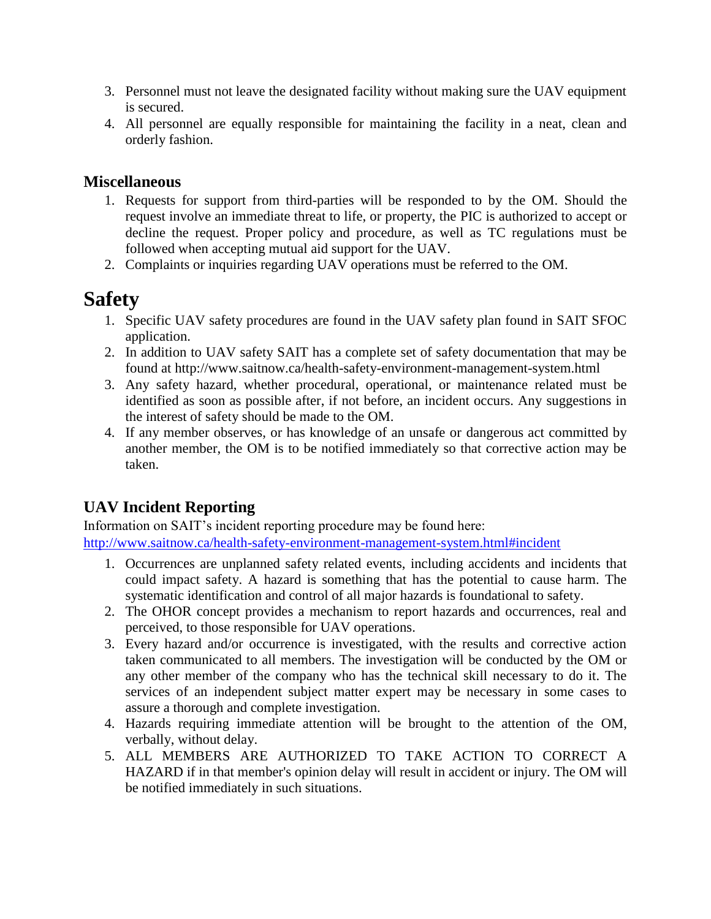3. Personnel must not leave the designated facility without making sure the UAV equipment is secured.
4. All personnel are equally responsible for maintaining the facility in a neat, clean and orderly fashion.

### Miscellaneous

1. Requests for support from third-parties will be responded to by the OM. Should the request involve an immediate threat to life, or property, the PIC is authorized to accept or decline the request. Proper policy and procedure, as well as TC regulations must be followed when accepting mutual aid support for the UAV.
2. Complaints or inquiries regarding UAV operations must be referred to the OM.

## Safety

1. Specific UAV safety procedures are found in the UAV safety plan found in SAIT SFOC application.
2. In addition to UAV safety SAIT has a complete set of safety documentation that may be found at http://www.saitnow.ca/health-safety-environment-management-system.html
3. Any safety hazard, whether procedural, operational, or maintenance related must be identified as soon as possible after, if not before, an incident occurs. Any suggestions in the interest of safety should be made to the OM.
4. If any member observes, or has knowledge of an unsafe or dangerous act committed by another member, the OM is to be notified immediately so that corrective action may be taken.

### UAV Incident Reporting

Information on SAIT's incident reporting procedure may be found here: http://www.saitnow.ca/health-safety-environment-management-system.html#incident

1. Occurrences are unplanned safety related events, including accidents and incidents that could impact safety. A hazard is something that has the potential to cause harm. The systematic identification and control of all major hazards is foundational to safety.
2. The OHOR concept provides a mechanism to report hazards and occurrences, real and perceived, to those responsible for UAV operations.
3. Every hazard and/or occurrence is investigated, with the results and corrective action taken communicated to all members. The investigation will be conducted by the OM or any other member of the company who has the technical skill necessary to do it. The services of an independent subject matter expert may be necessary in some cases to assure a thorough and complete investigation.
4. Hazards requiring immediate attention will be brought to the attention of the OM, verbally, without delay.
5. ALL MEMBERS ARE AUTHORIZED TO TAKE ACTION TO CORRECT A HAZARD if in that member's opinion delay will result in accident or injury. The OM will be notified immediately in such situations.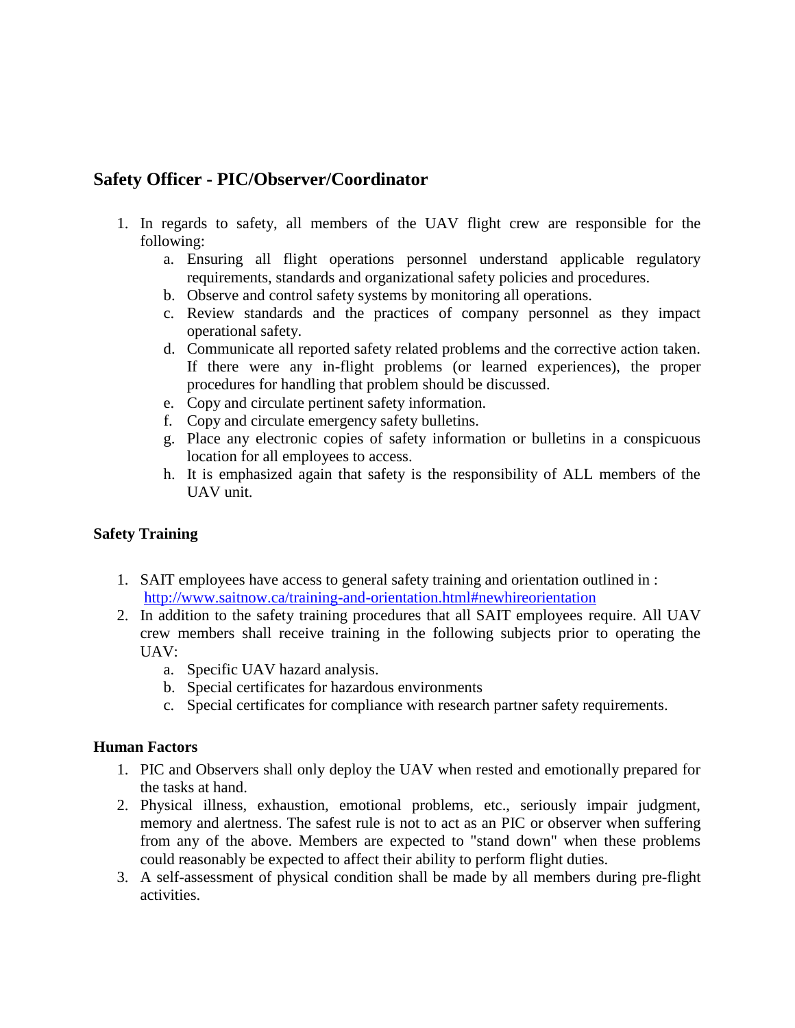## Safety Officer - PIC/Observer/Coordinator

1. In regards to safety, all members of the UAV flight crew are responsible for the following:
    a. Ensuring all flight operations personnel understand applicable regulatory requirements, standards and organizational safety policies and procedures.
    b. Observe and control safety systems by monitoring all operations.
    c. Review standards and the practices of company personnel as they impact operational safety.
    d. Communicate all reported safety related problems and the corrective action taken. If there were any in-flight problems (or learned experiences), the proper procedures for handling that problem should be discussed.
    e. Copy and circulate pertinent safety information.
    f. Copy and circulate emergency safety bulletins.
    g. Place any electronic copies of safety information or bulletins in a conspicuous location for all employees to access.
    h. It is emphasized again that safety is the responsibility of ALL members of the UAV unit.

### Safety Training

1. SAIT employees have access to general safety training and orientation outlined in : http://www.saitnow.ca/training-and-orientation.html#newhireorientation
2. In addition to the safety training procedures that all SAIT employees require. All UAV crew members shall receive training in the following subjects prior to operating the UAV:
    a. Specific UAV hazard analysis.
    b. Special certificates for hazardous environments
    c. Special certificates for compliance with research partner safety requirements.

### Human Factors

1. PIC and Observers shall only deploy the UAV when rested and emotionally prepared for the tasks at hand.
2. Physical illness, exhaustion, emotional problems, etc., seriously impair judgment, memory and alertness. The safest rule is not to act as an PIC or observer when suffering from any of the above. Members are expected to "stand down" when these problems could reasonably be expected to affect their ability to perform flight duties.
3. A self-assessment of physical condition shall be made by all members during pre-flight activities.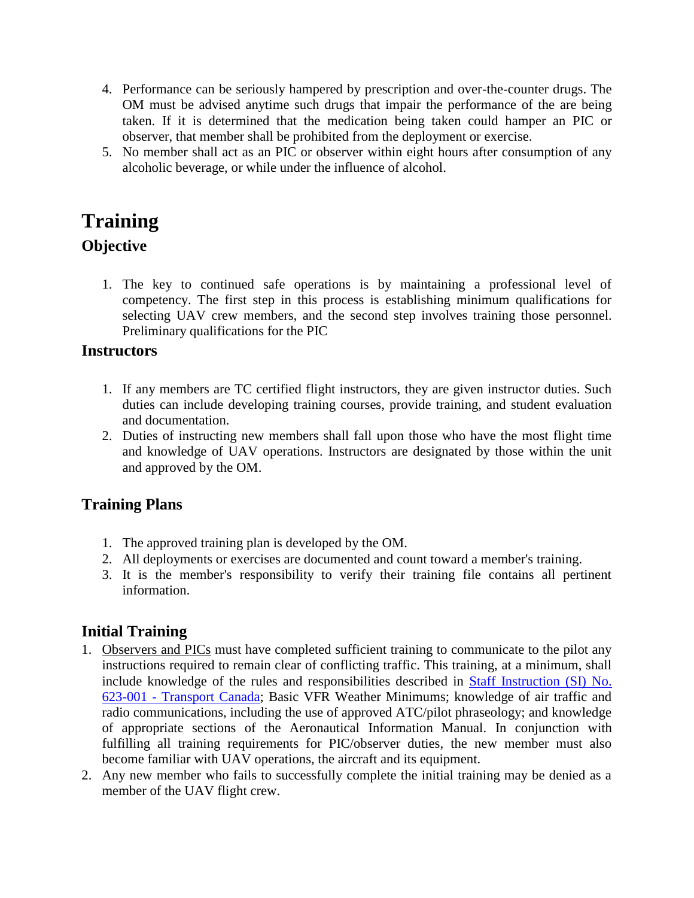4. Performance can be seriously hampered by prescription and over-the-counter drugs. The OM must be advised anytime such drugs that impair the performance of the are being taken. If it is determined that the medication being taken could hamper an PIC or observer, that member shall be prohibited from the deployment or exercise.
5. No member shall act as an PIC or observer within eight hours after consumption of any alcoholic beverage, or while under the influence of alcohol.

# Training

## Objective

1. The key to continued safe operations is by maintaining a professional level of competency. The first step in this process is establishing minimum qualifications for selecting UAV crew members, and the second step involves training those personnel. Preliminary qualifications for the PIC

## Instructors

1. If any members are TC certified flight instructors, they are given instructor duties. Such duties can include developing training courses, provide training, and student evaluation and documentation.
2. Duties of instructing new members shall fall upon those who have the most flight time and knowledge of UAV operations. Instructors are designated by those within the unit and approved by the OM.

## Training Plans

1. The approved training plan is developed by the OM.
2. All deployments or exercises are documented and count toward a member's training.
3. It is the member's responsibility to verify their training file contains all pertinent information.

## Initial Training

1. Observers and PICs must have completed sufficient training to communicate to the pilot any instructions required to remain clear of conflicting traffic. This training, at a minimum, shall include knowledge of the rules and responsibilities described in [Staff Instruction (SI) No. 623-001 - Transport Canada](); Basic VFR Weather Minimums; knowledge of air traffic and radio communications, including the use of approved ATC/pilot phraseology; and knowledge of appropriate sections of the Aeronautical Information Manual. In conjunction with fulfilling all training requirements for PIC/observer duties, the new member must also become familiar with UAV operations, the aircraft and its equipment.
2. Any new member who fails to successfully complete the initial training may be denied as a member of the UAV flight crew.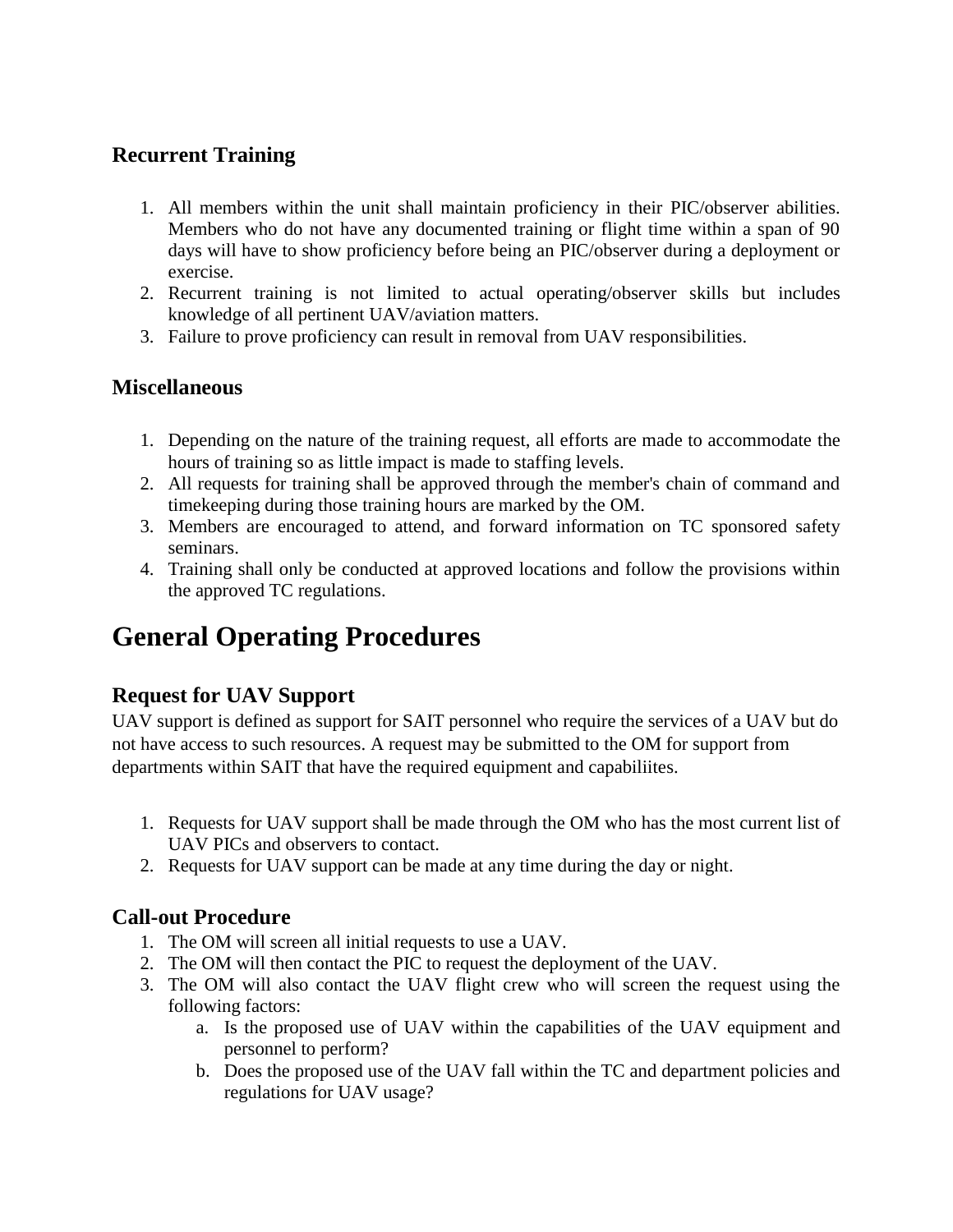## Recurrent Training

1. All members within the unit shall maintain proficiency in their PIC/observer abilities. Members who do not have any documented training or flight time within a span of 90 days will have to show proficiency before being an PIC/observer during a deployment or exercise.
2. Recurrent training is not limited to actual operating/observer skills but includes knowledge of all pertinent UAV/aviation matters.
3. Failure to prove proficiency can result in removal from UAV responsibilities.

## Miscellaneous

1. Depending on the nature of the training request, all efforts are made to accommodate the hours of training so as little impact is made to staffing levels.
2. All requests for training shall be approved through the member's chain of command and timekeeping during those training hours are marked by the OM.
3. Members are encouraged to attend, and forward information on TC sponsored safety seminars.
4. Training shall only be conducted at approved locations and follow the provisions within the approved TC regulations.

# General Operating Procedures

## Request for UAV Support

UAV support is defined as support for SAIT personnel who require the services of a UAV but do not have access to such resources. A request may be submitted to the OM for support from departments within SAIT that have the required equipment and capabiliites.

1. Requests for UAV support shall be made through the OM who has the most current list of UAV PICs and observers to contact.
2. Requests for UAV support can be made at any time during the day or night.

## Call-out Procedure

1. The OM will screen all initial requests to use a UAV.
2. The OM will then contact the PIC to request the deployment of the UAV.
3. The OM will also contact the UAV flight crew who will screen the request using the following factors:
   a. Is the proposed use of UAV within the capabilities of the UAV equipment and personnel to perform?
   b. Does the proposed use of the UAV fall within the TC and department policies and regulations for UAV usage?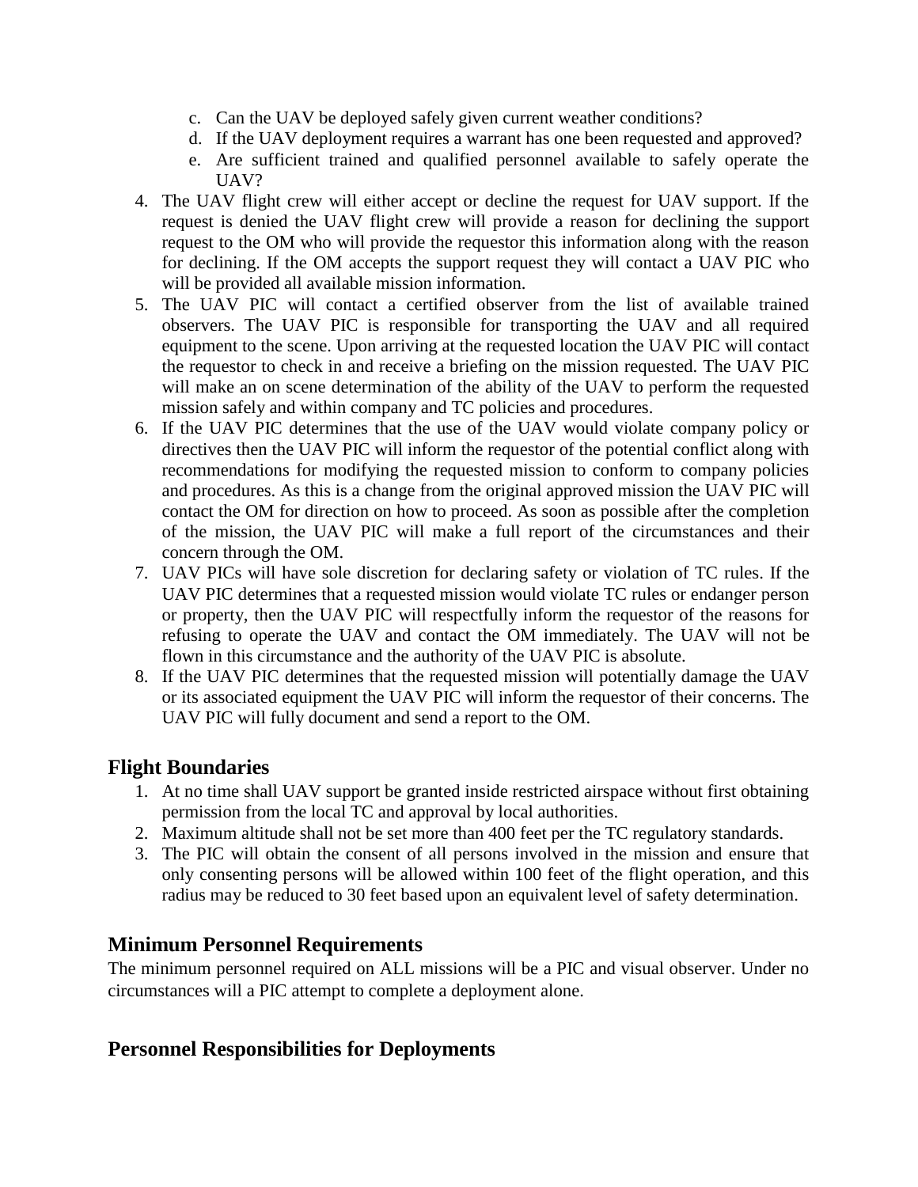c. Can the UAV be deployed safely given current weather conditions?
d. If the UAV deployment requires a warrant has one been requested and approved?
e. Are sufficient trained and qualified personnel available to safely operate the UAV?

4. The UAV flight crew will either accept or decline the request for UAV support. If the request is denied the UAV flight crew will provide a reason for declining the support request to the OM who will provide the requestor this information along with the reason for declining. If the OM accepts the support request they will contact a UAV PIC who will be provided all available mission information.
5. The UAV PIC will contact a certified observer from the list of available trained observers. The UAV PIC is responsible for transporting the UAV and all required equipment to the scene. Upon arriving at the requested location the UAV PIC will contact the requestor to check in and receive a briefing on the mission requested. The UAV PIC will make an on scene determination of the ability of the UAV to perform the requested mission safely and within company and TC policies and procedures.
6. If the UAV PIC determines that the use of the UAV would violate company policy or directives then the UAV PIC will inform the requestor of the potential conflict along with recommendations for modifying the requested mission to conform to company policies and procedures. As this is a change from the original approved mission the UAV PIC will contact the OM for direction on how to proceed. As soon as possible after the completion of the mission, the UAV PIC will make a full report of the circumstances and their concern through the OM.
7. UAV PICs will have sole discretion for declaring safety or violation of TC rules. If the UAV PIC determines that a requested mission would violate TC rules or endanger person or property, then the UAV PIC will respectfully inform the requestor of the reasons for refusing to operate the UAV and contact the OM immediately. The UAV will not be flown in this circumstance and the authority of the UAV PIC is absolute.
8. If the UAV PIC determines that the requested mission will potentially damage the UAV or its associated equipment the UAV PIC will inform the requestor of their concerns. The UAV PIC will fully document and send a report to the OM.

## Flight Boundaries

1. At no time shall UAV support be granted inside restricted airspace without first obtaining permission from the local TC and approval by local authorities.
2. Maximum altitude shall not be set more than 400 feet per the TC regulatory standards.
3. The PIC will obtain the consent of all persons involved in the mission and ensure that only consenting persons will be allowed within 100 feet of the flight operation, and this radius may be reduced to 30 feet based upon an equivalent level of safety determination.

## Minimum Personnel Requirements

The minimum personnel required on ALL missions will be a PIC and visual observer. Under no circumstances will a PIC attempt to complete a deployment alone.

## Personnel Responsibilities for Deployments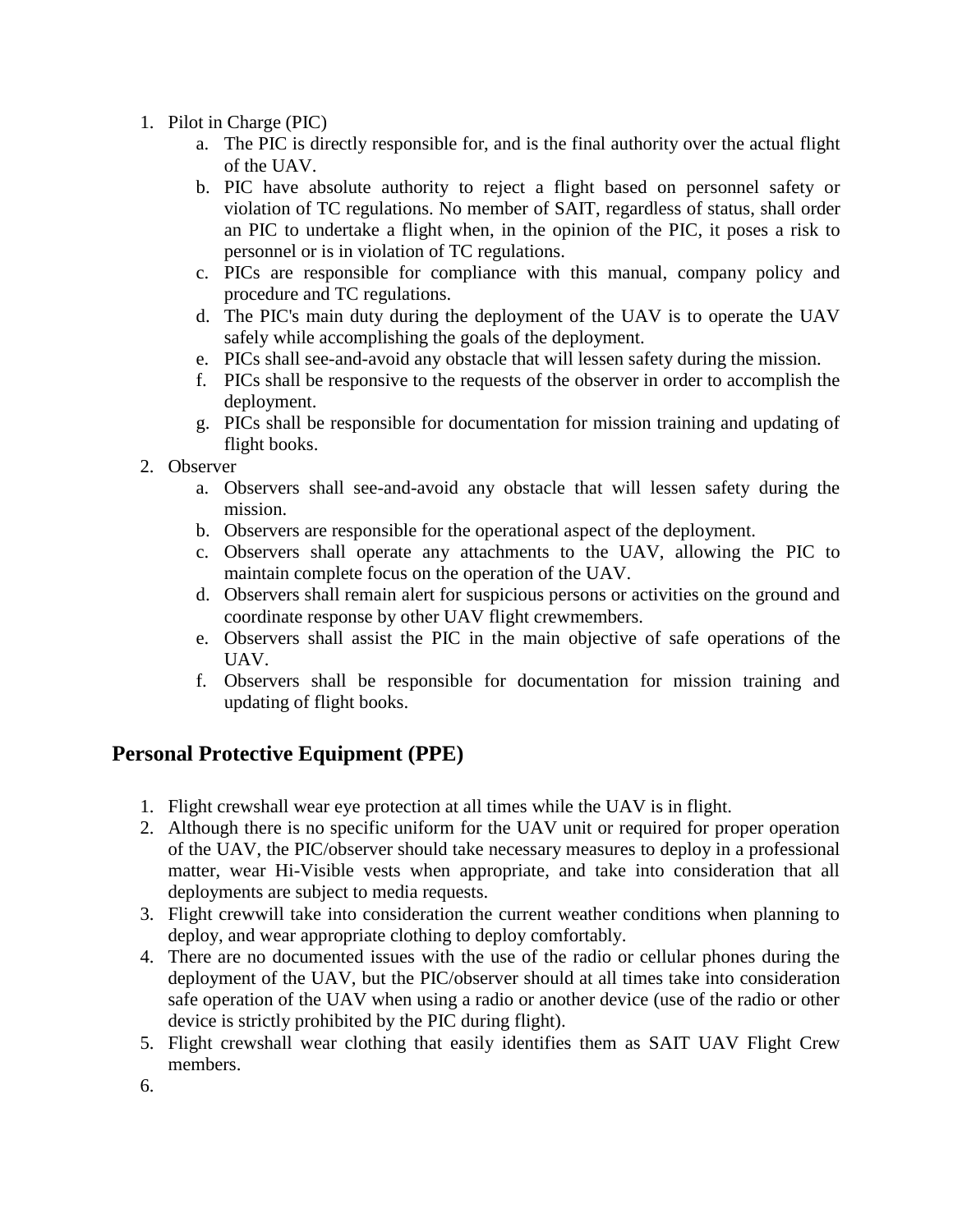1. Pilot in Charge (PIC)
    a. The PIC is directly responsible for, and is the final authority over the actual flight of the UAV.
    b. PIC have absolute authority to reject a flight based on personnel safety or violation of TC regulations. No member of SAIT, regardless of status, shall order an PIC to undertake a flight when, in the opinion of the PIC, it poses a risk to personnel or is in violation of TC regulations.
    c. PICs are responsible for compliance with this manual, company policy and procedure and TC regulations.
    d. The PIC's main duty during the deployment of the UAV is to operate the UAV safely while accomplishing the goals of the deployment.
    e. PICs shall see-and-avoid any obstacle that will lessen safety during the mission.
    f. PICs shall be responsive to the requests of the observer in order to accomplish the deployment.
    g. PICs shall be responsible for documentation for mission training and updating of flight books.
2. Observer
    a. Observers shall see-and-avoid any obstacle that will lessen safety during the mission.
    b. Observers are responsible for the operational aspect of the deployment.
    c. Observers shall operate any attachments to the UAV, allowing the PIC to maintain complete focus on the operation of the UAV.
    d. Observers shall remain alert for suspicious persons or activities on the ground and coordinate response by other UAV flight crewmembers.
    e. Observers shall assist the PIC in the main objective of safe operations of the UAV.
    f. Observers shall be responsible for documentation for mission training and updating of flight books.

## Personal Protective Equipment (PPE)

1. Flight crewshall wear eye protection at all times while the UAV is in flight.
2. Although there is no specific uniform for the UAV unit or required for proper operation of the UAV, the PIC/observer should take necessary measures to deploy in a professional matter, wear Hi-Visible vests when appropriate, and take into consideration that all deployments are subject to media requests.
3. Flight crewwill take into consideration the current weather conditions when planning to deploy, and wear appropriate clothing to deploy comfortably.
4. There are no documented issues with the use of the radio or cellular phones during the deployment of the UAV, but the PIC/observer should at all times take into consideration safe operation of the UAV when using a radio or another device (use of the radio or other device is strictly prohibited by the PIC during flight).
5. Flight crewshall wear clothing that easily identifies them as SAIT UAV Flight Crew members.
6.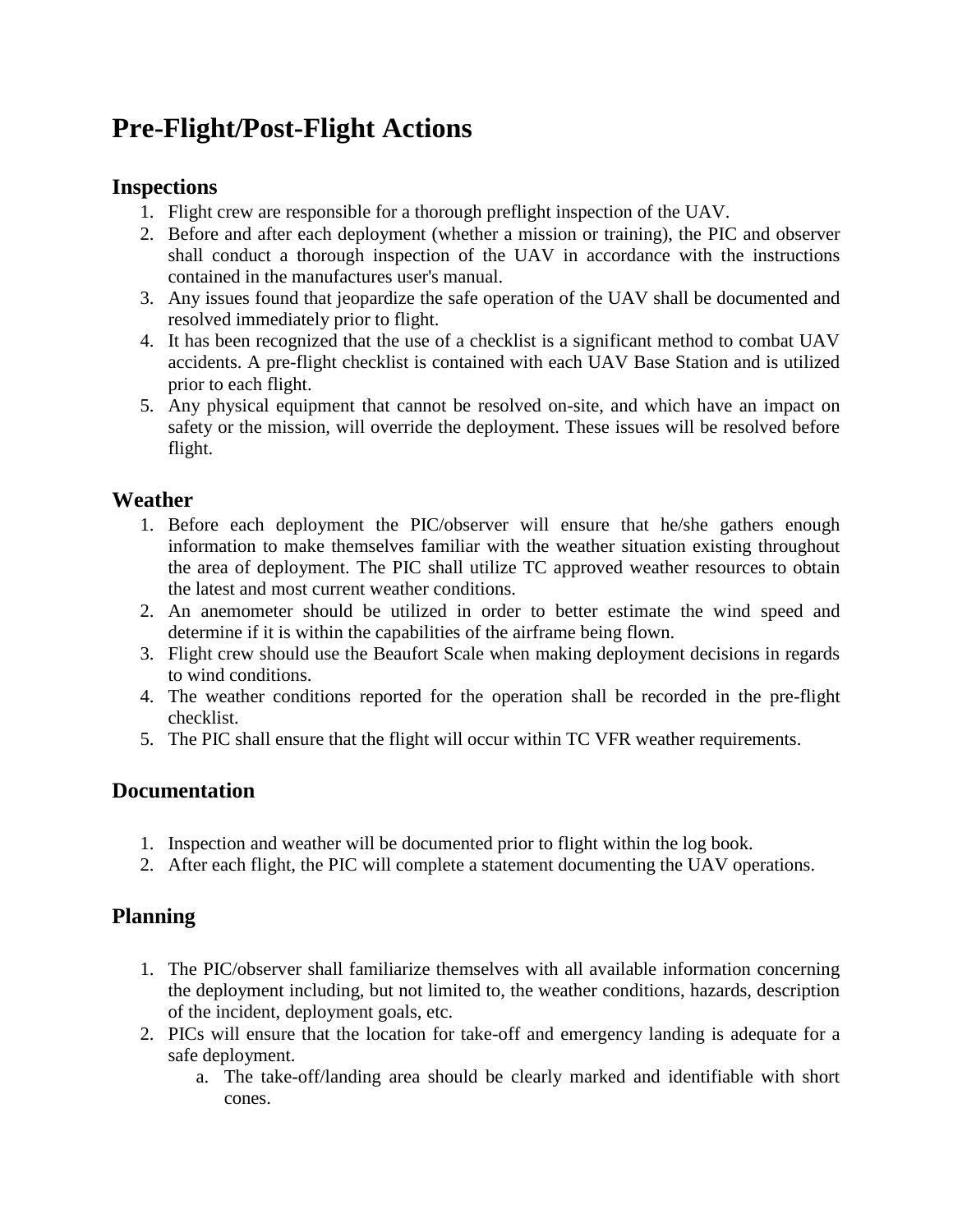# Pre-Flight/Post-Flight Actions

## Inspections

1. Flight crew are responsible for a thorough preflight inspection of the UAV.
2. Before and after each deployment (whether a mission or training), the PIC and observer shall conduct a thorough inspection of the UAV in accordance with the instructions contained in the manufactures user's manual.
3. Any issues found that jeopardize the safe operation of the UAV shall be documented and resolved immediately prior to flight.
4. It has been recognized that the use of a checklist is a significant method to combat UAV accidents. A pre-flight checklist is contained with each UAV Base Station and is utilized prior to each flight.
5. Any physical equipment that cannot be resolved on-site, and which have an impact on safety or the mission, will override the deployment. These issues will be resolved before flight.

## Weather

1. Before each deployment the PIC/observer will ensure that he/she gathers enough information to make themselves familiar with the weather situation existing throughout the area of deployment. The PIC shall utilize TC approved weather resources to obtain the latest and most current weather conditions.
2. An anemometer should be utilized in order to better estimate the wind speed and determine if it is within the capabilities of the airframe being flown.
3. Flight crew should use the Beaufort Scale when making deployment decisions in regards to wind conditions.
4. The weather conditions reported for the operation shall be recorded in the pre-flight checklist.
5. The PIC shall ensure that the flight will occur within TC VFR weather requirements.

## Documentation

1. Inspection and weather will be documented prior to flight within the log book.
2. After each flight, the PIC will complete a statement documenting the UAV operations.

## Planning

1. The PIC/observer shall familiarize themselves with all available information concerning the deployment including, but not limited to, the weather conditions, hazards, description of the incident, deployment goals, etc.
2. PICs will ensure that the location for take-off and emergency landing is adequate for a safe deployment.
    a. The take-off/landing area should be clearly marked and identifiable with short cones.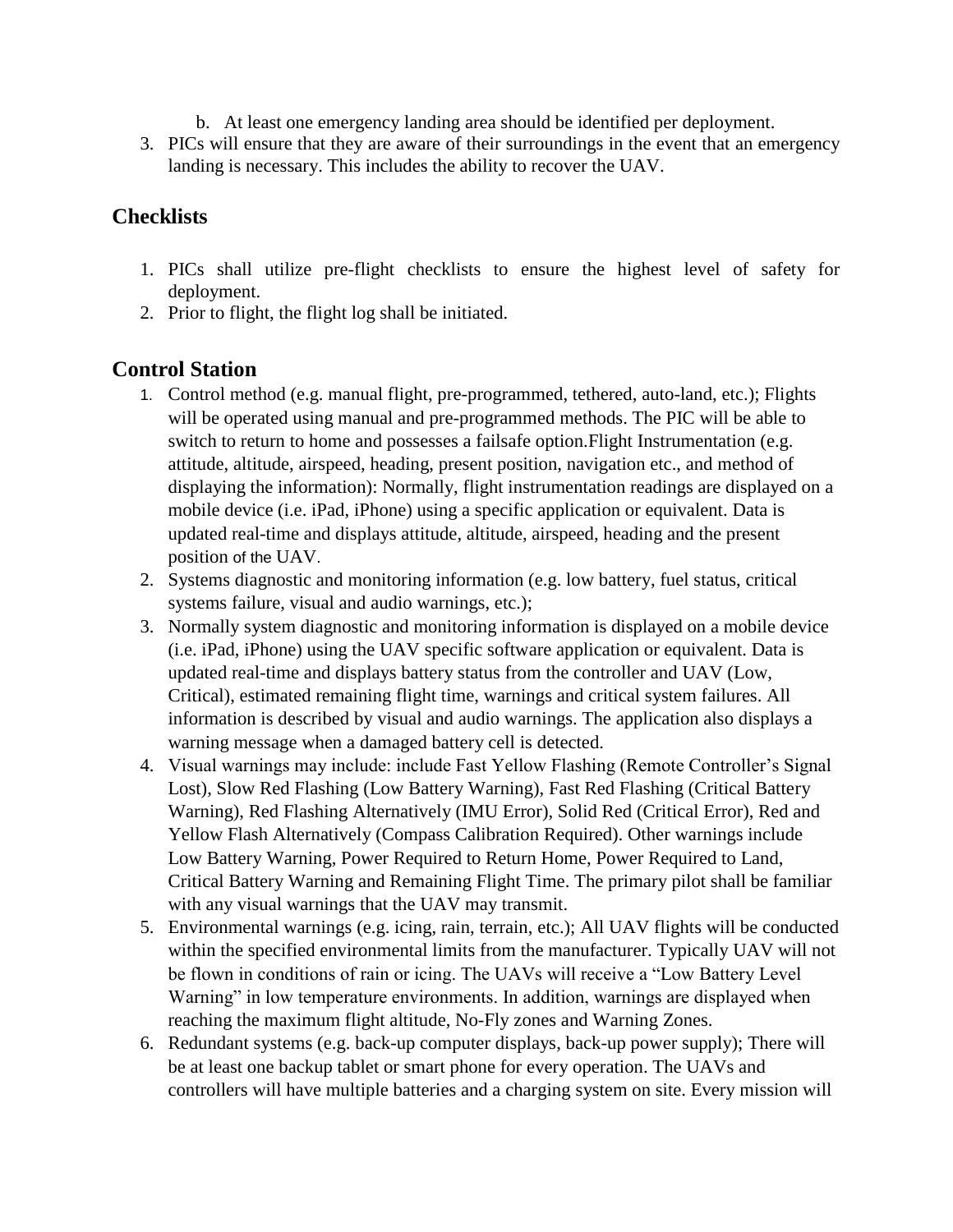b. At least one emergency landing area should be identified per deployment.

3. PICs will ensure that they are aware of their surroundings in the event that an emergency landing is necessary. This includes the ability to recover the UAV.

## Checklists

1. PICs shall utilize pre-flight checklists to ensure the highest level of safety for deployment.
2. Prior to flight, the flight log shall be initiated.

## Control Station

1. Control method (e.g. manual flight, pre-programmed, tethered, auto-land, etc.); Flights will be operated using manual and pre-programmed methods. The PIC will be able to switch to return to home and possesses a failsafe option.Flight Instrumentation (e.g. attitude, altitude, airspeed, heading, present position, navigation etc., and method of displaying the information): Normally, flight instrumentation readings are displayed on a mobile device (i.e. iPad, iPhone) using a specific application or equivalent. Data is updated real-time and displays attitude, altitude, airspeed, heading and the present position of the UAV.
2. Systems diagnostic and monitoring information (e.g. low battery, fuel status, critical systems failure, visual and audio warnings, etc.);
3. Normally system diagnostic and monitoring information is displayed on a mobile device (i.e. iPad, iPhone) using the UAV specific software application or equivalent. Data is updated real-time and displays battery status from the controller and UAV (Low, Critical), estimated remaining flight time, warnings and critical system failures. All information is described by visual and audio warnings. The application also displays a warning message when a damaged battery cell is detected.
4. Visual warnings may include: include Fast Yellow Flashing (Remote Controller's Signal Lost), Slow Red Flashing (Low Battery Warning), Fast Red Flashing (Critical Battery Warning), Red Flashing Alternatively (IMU Error), Solid Red (Critical Error), Red and Yellow Flash Alternatively (Compass Calibration Required). Other warnings include Low Battery Warning, Power Required to Return Home, Power Required to Land, Critical Battery Warning and Remaining Flight Time. The primary pilot shall be familiar with any visual warnings that the UAV may transmit.
5. Environmental warnings (e.g. icing, rain, terrain, etc.); All UAV flights will be conducted within the specified environmental limits from the manufacturer. Typically UAV will not be flown in conditions of rain or icing. The UAVs will receive a "Low Battery Level Warning" in low temperature environments. In addition, warnings are displayed when reaching the maximum flight altitude, No-Fly zones and Warning Zones.
6. Redundant systems (e.g. back-up computer displays, back-up power supply); There will be at least one backup tablet or smart phone for every operation. The UAVs and controllers will have multiple batteries and a charging system on site. Every mission will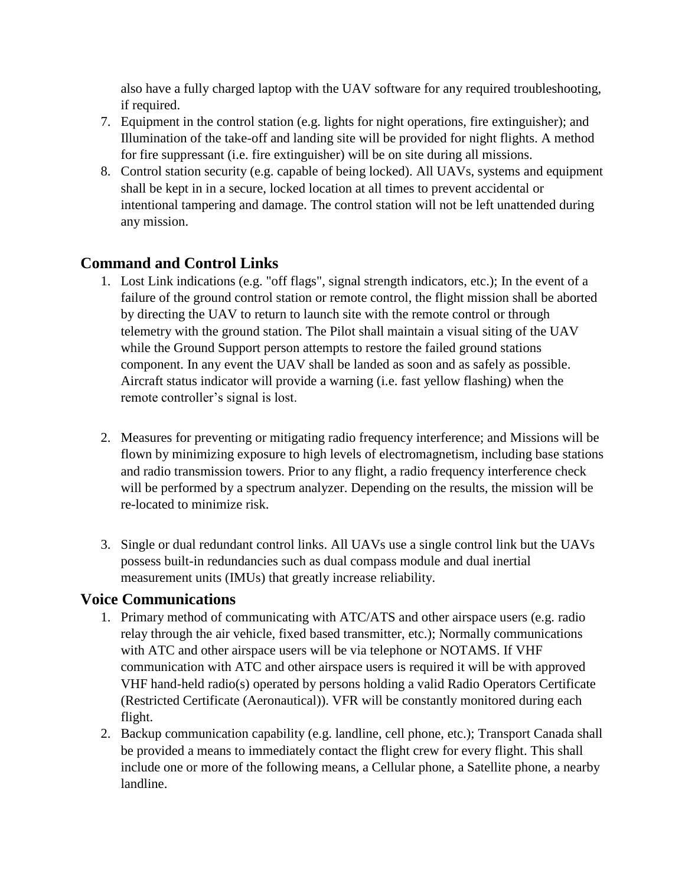also have a fully charged laptop with the UAV software for any required troubleshooting, if required.

7. Equipment in the control station (e.g. lights for night operations, fire extinguisher); and Illumination of the take-off and landing site will be provided for night flights. A method for fire suppressant (i.e. fire extinguisher) will be on site during all missions.
8. Control station security (e.g. capable of being locked). All UAVs, systems and equipment shall be kept in in a secure, locked location at all times to prevent accidental or intentional tampering and damage. The control station will not be left unattended during any mission.

## Command and Control Links

1. Lost Link indications (e.g. "off flags", signal strength indicators, etc.); In the event of a failure of the ground control station or remote control, the flight mission shall be aborted by directing the UAV to return to launch site with the remote control or through telemetry with the ground station. The Pilot shall maintain a visual siting of the UAV while the Ground Support person attempts to restore the failed ground stations component. In any event the UAV shall be landed as soon and as safely as possible. Aircraft status indicator will provide a warning (i.e. fast yellow flashing) when the remote controller's signal is lost.

2. Measures for preventing or mitigating radio frequency interference; and Missions will be flown by minimizing exposure to high levels of electromagnetism, including base stations and radio transmission towers. Prior to any flight, a radio frequency interference check will be performed by a spectrum analyzer. Depending on the results, the mission will be re-located to minimize risk.

3. Single or dual redundant control links. All UAVs use a single control link but the UAVs possess built-in redundancies such as dual compass module and dual inertial measurement units (IMUs) that greatly increase reliability.

## Voice Communications

1. Primary method of communicating with ATC/ATS and other airspace users (e.g. radio relay through the air vehicle, fixed based transmitter, etc.); Normally communications with ATC and other airspace users will be via telephone or NOTAMS. If VHF communication with ATC and other airspace users is required it will be with approved VHF hand-held radio(s) operated by persons holding a valid Radio Operators Certificate (Restricted Certificate (Aeronautical)). VFR will be constantly monitored during each flight.
2. Backup communication capability (e.g. landline, cell phone, etc.); Transport Canada shall be provided a means to immediately contact the flight crew for every flight. This shall include one or more of the following means, a Cellular phone, a Satellite phone, a nearby landline.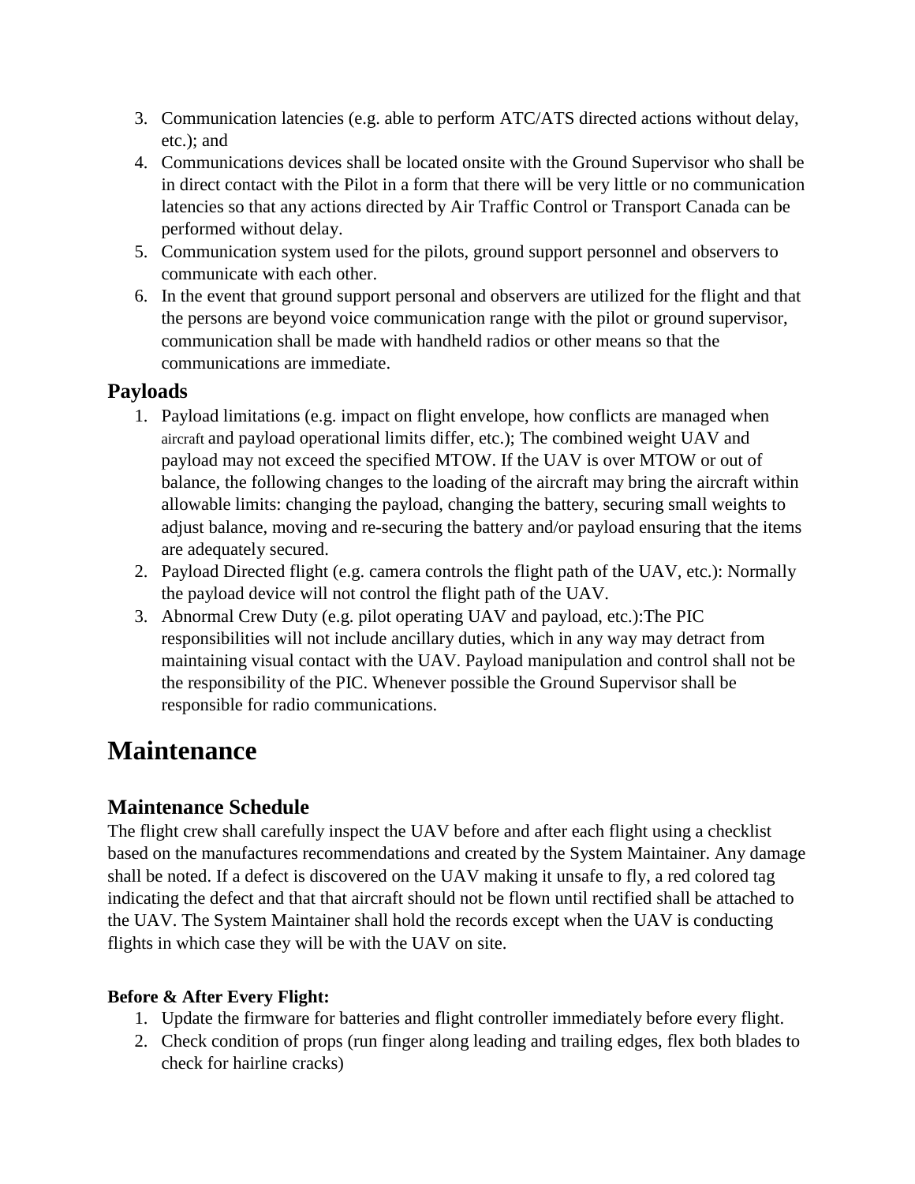3. Communication latencies (e.g. able to perform ATC/ATS directed actions without delay, etc.); and
4. Communications devices shall be located onsite with the Ground Supervisor who shall be in direct contact with the Pilot in a form that there will be very little or no communication latencies so that any actions directed by Air Traffic Control or Transport Canada can be performed without delay.
5. Communication system used for the pilots, ground support personnel and observers to communicate with each other.
6. In the event that ground support personal and observers are utilized for the flight and that the persons are beyond voice communication range with the pilot or ground supervisor, communication shall be made with handheld radios or other means so that the communications are immediate.

## Payloads

1. Payload limitations (e.g. impact on flight envelope, how conflicts are managed when aircraft and payload operational limits differ, etc.); The combined weight UAV and payload may not exceed the specified MTOW. If the UAV is over MTOW or out of balance, the following changes to the loading of the aircraft may bring the aircraft within allowable limits: changing the payload, changing the battery, securing small weights to adjust balance, moving and re-securing the battery and/or payload ensuring that the items are adequately secured.
2. Payload Directed flight (e.g. camera controls the flight path of the UAV, etc.): Normally the payload device will not control the flight path of the UAV.
3. Abnormal Crew Duty (e.g. pilot operating UAV and payload, etc.):The PIC responsibilities will not include ancillary duties, which in any way may detract from maintaining visual contact with the UAV. Payload manipulation and control shall not be the responsibility of the PIC. Whenever possible the Ground Supervisor shall be responsible for radio communications.

# Maintenance

## Maintenance Schedule

The flight crew shall carefully inspect the UAV before and after each flight using a checklist based on the manufactures recommendations and created by the System Maintainer. Any damage shall be noted. If a defect is discovered on the UAV making it unsafe to fly, a red colored tag indicating the defect and that that aircraft should not be flown until rectified shall be attached to the UAV. The System Maintainer shall hold the records except when the UAV is conducting flights in which case they will be with the UAV on site.

**Before & After Every Flight:**

1. Update the firmware for batteries and flight controller immediately before every flight.
2. Check condition of props (run finger along leading and trailing edges, flex both blades to check for hairline cracks)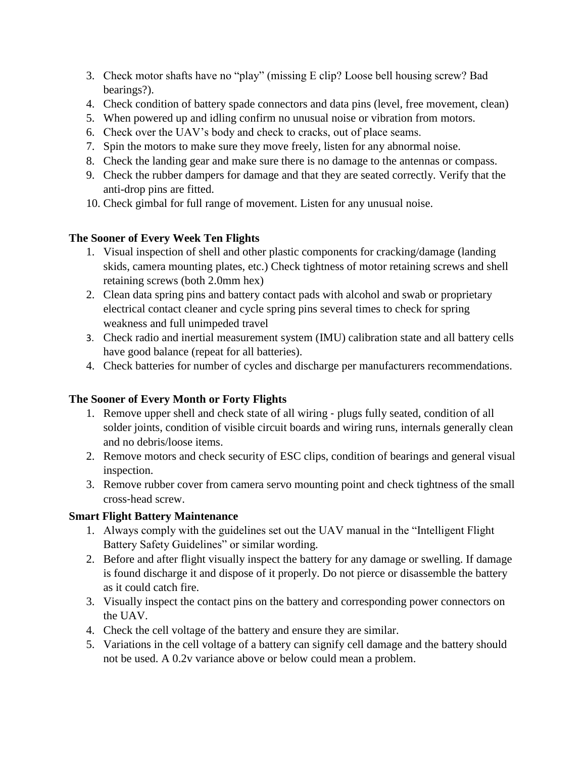3. Check motor shafts have no "play" (missing E clip? Loose bell housing screw? Bad bearings?).
4. Check condition of battery spade connectors and data pins (level, free movement, clean)
5. When powered up and idling confirm no unusual noise or vibration from motors.
6. Check over the UAV's body and check to cracks, out of place seams.
7. Spin the motors to make sure they move freely, listen for any abnormal noise.
8. Check the landing gear and make sure there is no damage to the antennas or compass.
9. Check the rubber dampers for damage and that they are seated correctly. Verify that the anti-drop pins are fitted.
10. Check gimbal for full range of movement. Listen for any unusual noise.

**The Sooner of Every Week Ten Flights**

1. Visual inspection of shell and other plastic components for cracking/damage (landing skids, camera mounting plates, etc.) Check tightness of motor retaining screws and shell retaining screws (both 2.0mm hex)
2. Clean data spring pins and battery contact pads with alcohol and swab or proprietary electrical contact cleaner and cycle spring pins several times to check for spring weakness and full unimpeded travel
3. Check radio and inertial measurement system (IMU) calibration state and all battery cells have good balance (repeat for all batteries).
4. Check batteries for number of cycles and discharge per manufacturers recommendations.

**The Sooner of Every Month or Forty Flights**

1. Remove upper shell and check state of all wiring - plugs fully seated, condition of all solder joints, condition of visible circuit boards and wiring runs, internals generally clean and no debris/loose items.
2. Remove motors and check security of ESC clips, condition of bearings and general visual inspection.
3. Remove rubber cover from camera servo mounting point and check tightness of the small cross-head screw.

**Smart Flight Battery Maintenance**

1. Always comply with the guidelines set out the UAV manual in the "Intelligent Flight Battery Safety Guidelines" or similar wording.
2. Before and after flight visually inspect the battery for any damage or swelling. If damage is found discharge it and dispose of it properly. Do not pierce or disassemble the battery as it could catch fire.
3. Visually inspect the contact pins on the battery and corresponding power connectors on the UAV.
4. Check the cell voltage of the battery and ensure they are similar.
5. Variations in the cell voltage of a battery can signify cell damage and the battery should not be used. A 0.2v variance above or below could mean a problem.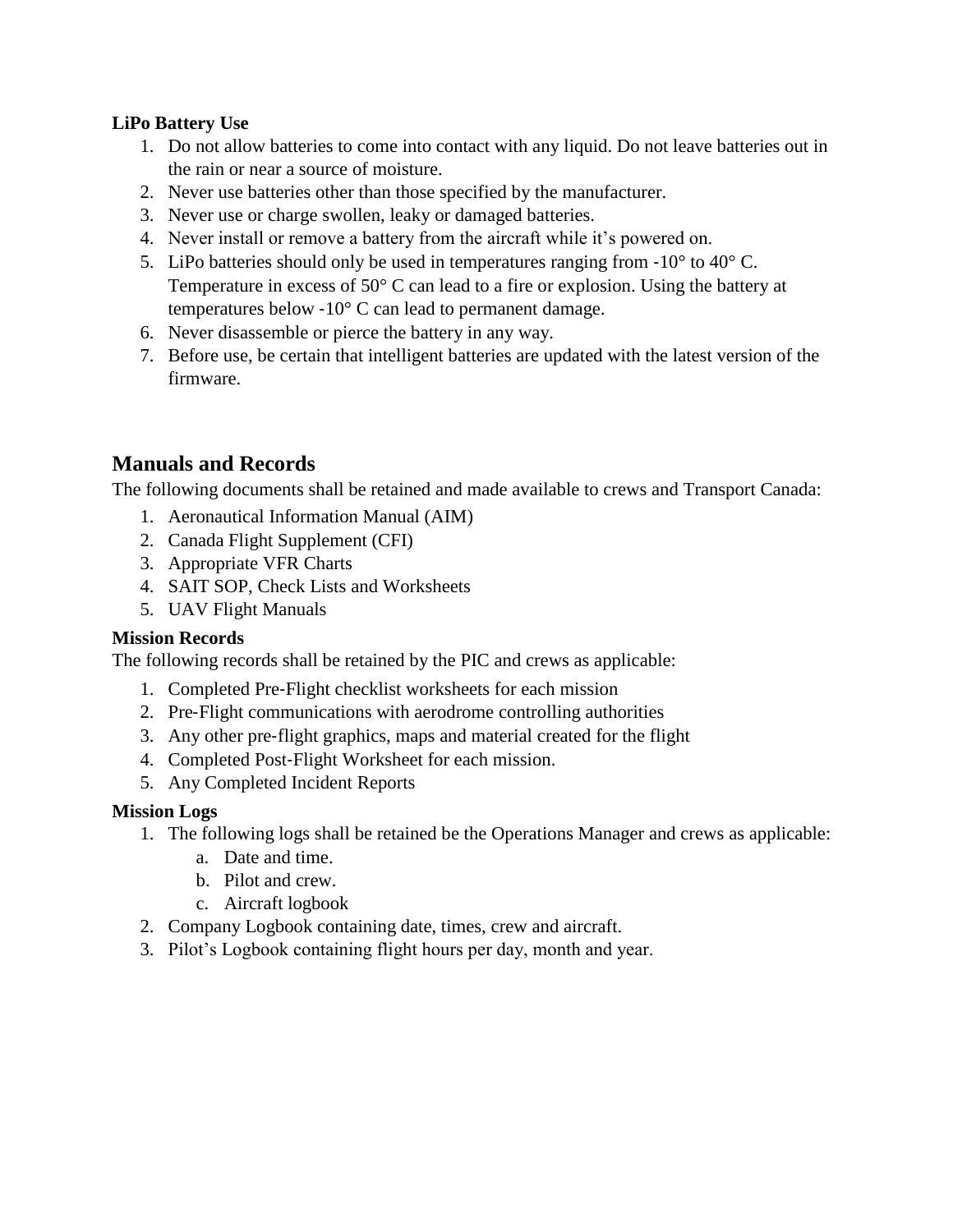**LiPo Battery Use**

1. Do not allow batteries to come into contact with any liquid. Do not leave batteries out in the rain or near a source of moisture.
2. Never use batteries other than those specified by the manufacturer.
3. Never use or charge swollen, leaky or damaged batteries.
4. Never install or remove a battery from the aircraft while it's powered on.
5. LiPo batteries should only be used in temperatures ranging from -10° to 40° C. Temperature in excess of 50° C can lead to a fire or explosion. Using the battery at temperatures below -10° C can lead to permanent damage.
6. Never disassemble or pierce the battery in any way.
7. Before use, be certain that intelligent batteries are updated with the latest version of the firmware.

## Manuals and Records

The following documents shall be retained and made available to crews and Transport Canada:

1. Aeronautical Information Manual (AIM)
2. Canada Flight Supplement (CFI)
3. Appropriate VFR Charts
4. SAIT SOP, Check Lists and Worksheets
5. UAV Flight Manuals

**Mission Records**

The following records shall be retained by the PIC and crews as applicable:

1. Completed Pre-Flight checklist worksheets for each mission
2. Pre-Flight communications with aerodrome controlling authorities
3. Any other pre-flight graphics, maps and material created for the flight
4. Completed Post-Flight Worksheet for each mission.
5. Any Completed Incident Reports

**Mission Logs**

1. The following logs shall be retained be the Operations Manager and crews as applicable:
    a. Date and time.
    b. Pilot and crew.
    c. Aircraft logbook
2. Company Logbook containing date, times, crew and aircraft.
3. Pilot's Logbook containing flight hours per day, month and year.